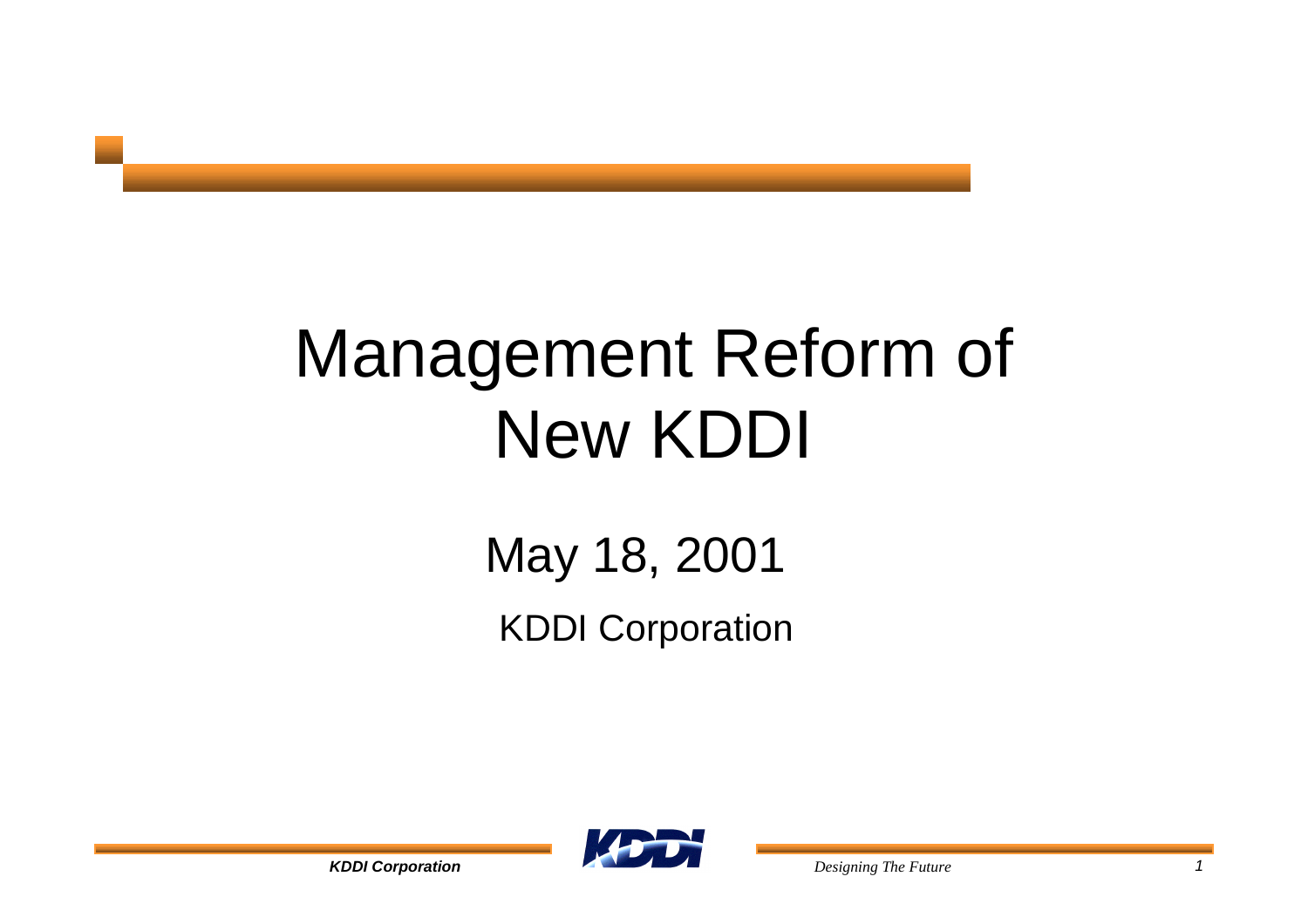# Management Reform of New KDDI

May 18, 2001

KDDI Corporation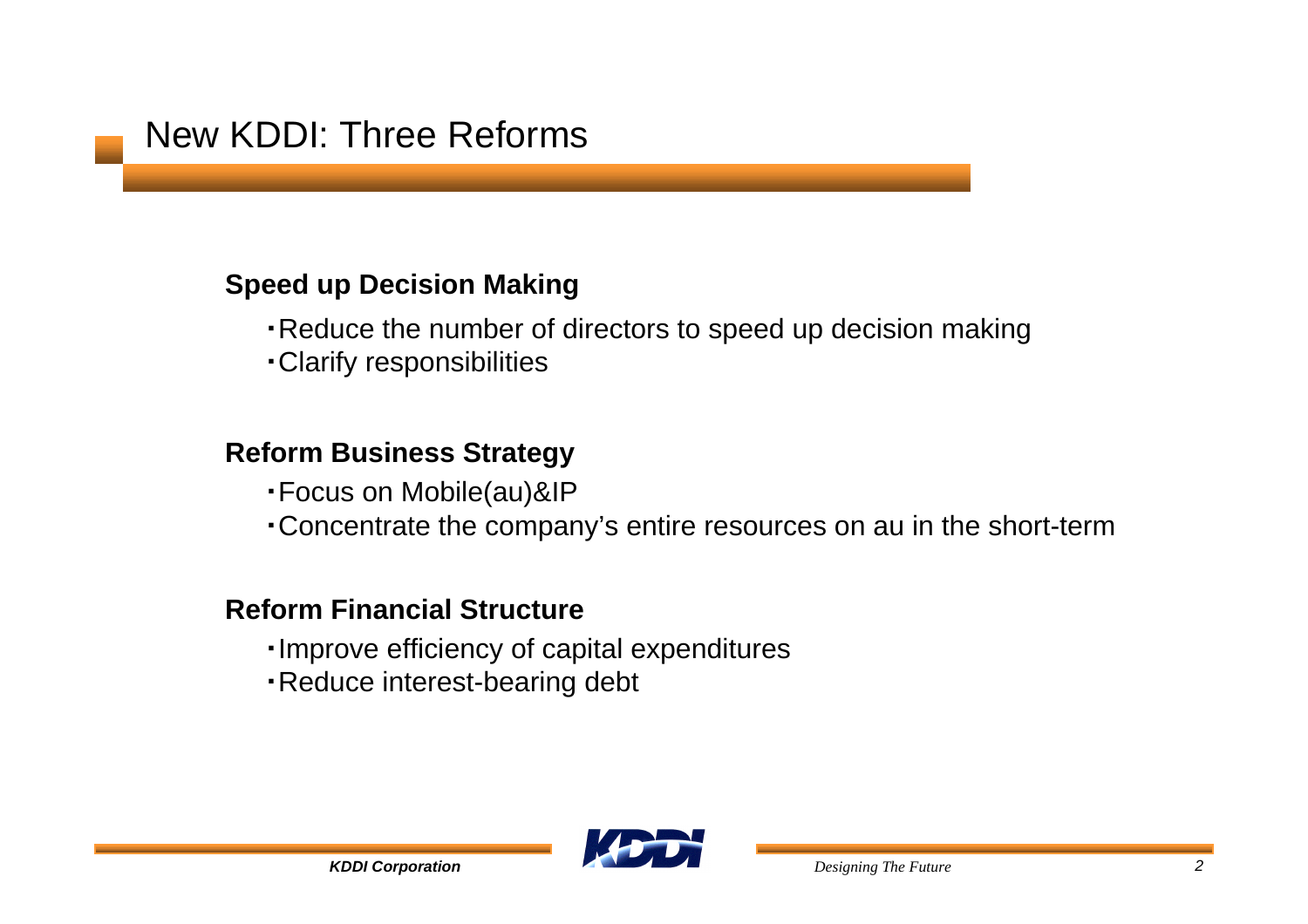# New KDDI: Three Reforms

**Speed up Decision Making**

- Reduce the number of directors to speed up decision making
- Clarify responsibilities

**Reform Business Strategy**

- Focus on Mobile(au)&IP
- Concentrate the company's entire resources on au in the short-term

**Reform Financial Structure**

- Improve efficiency of capital expenditures
- Reduce interest-bearing debt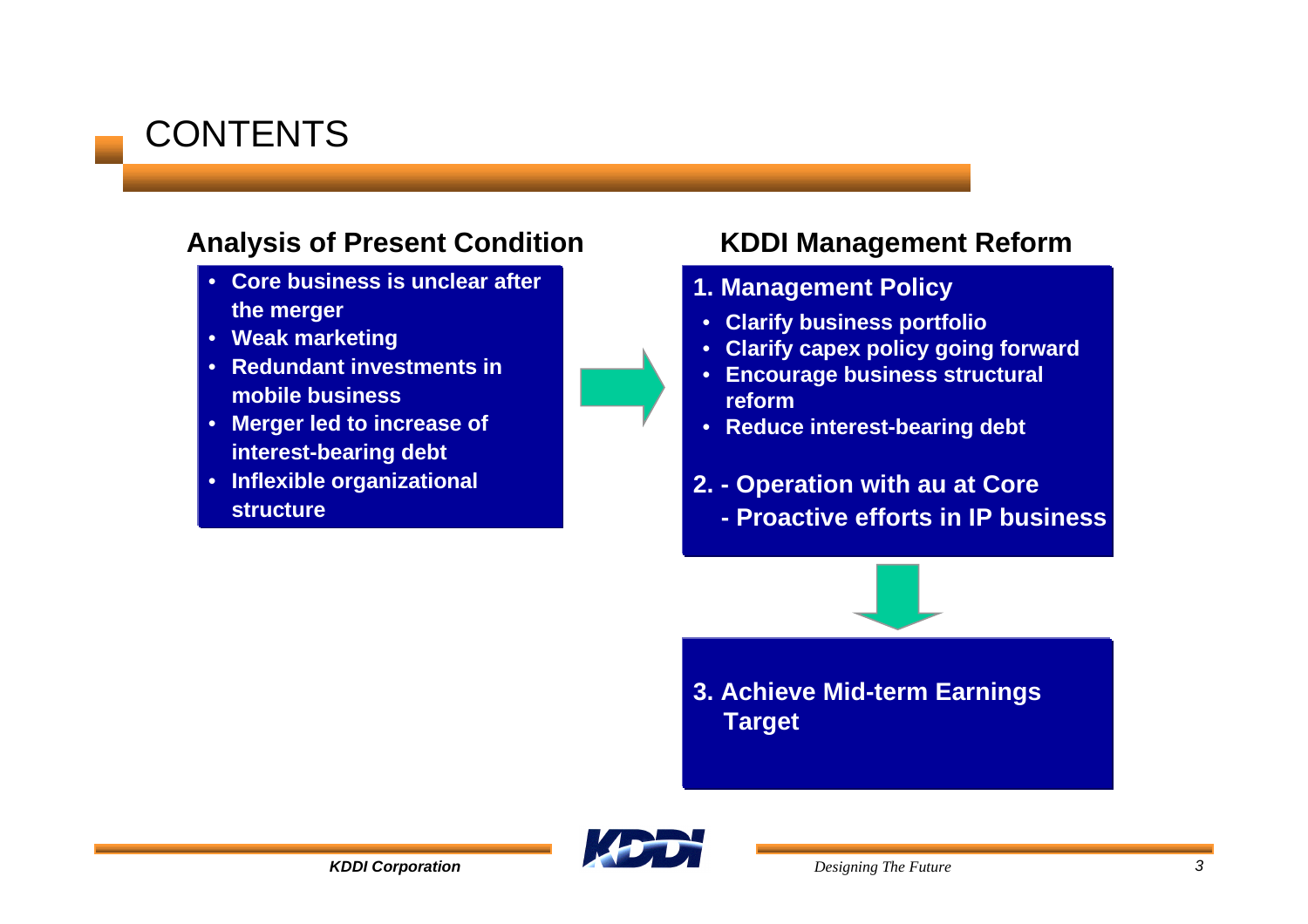# CONTENTS

## Analysis of Present Condition

- Core business is unclear after the merger
- Weak marketing
- Redundant investments in mobile business
- Merger led to increase of interest-bearing debt
- Inflexible organizational structure

## KDDI Management Reform

**1. Management Policy**

- Clarify business portfolio
- Clarify capex policy going forward
- Encourage business structural reform
- Reduce interest-bearing debt

**2. - Operation with au at Core**
**- Proactive efforts in IP business**

**3. Achieve Mid-term Earnings Target**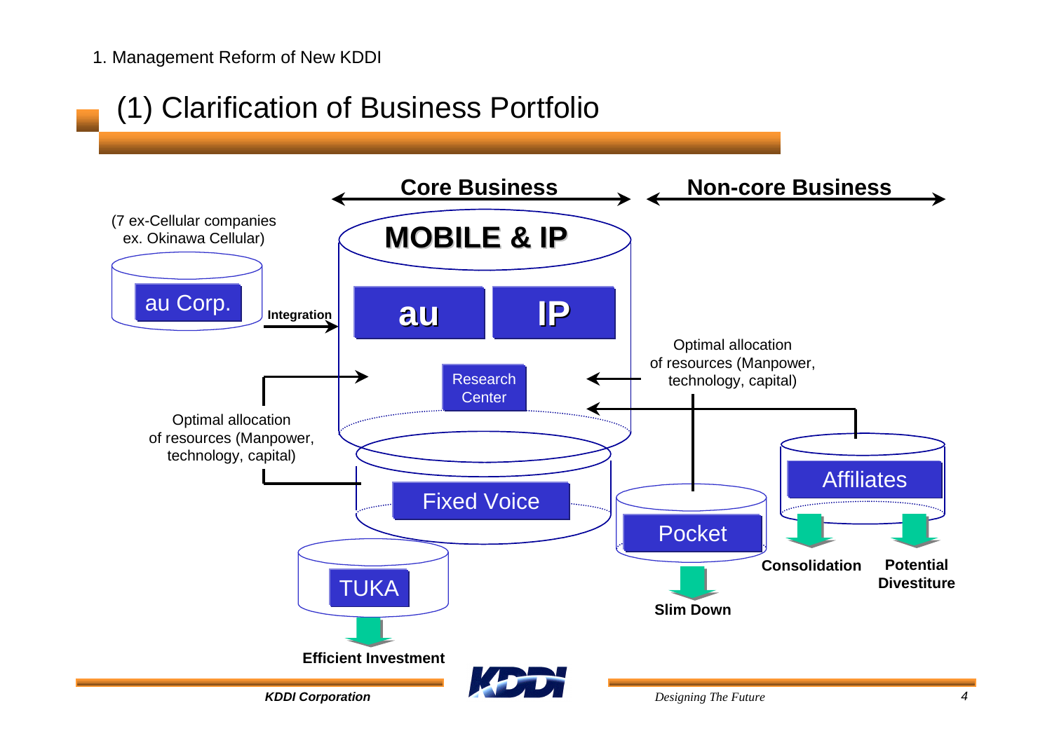1. Management Reform of New KDDI

## (1) Clarification of Business Portfolio

**Core Business** | **Non-core Business**

(7 ex-Cellular companies ex. Okinawa Cellular)

au Corp.

**Integration**

**MOBILE & IP**

**au**

**IP**

Research Center

Optimal allocation of resources (Manpower, technology, capital)

Optimal allocation of resources (Manpower, technology, capital)

Fixed Voice

TUKA

**Efficient Investment**

Pocket

**Slim Down**

Affiliates

**Consolidation**

**Potential Divestiture**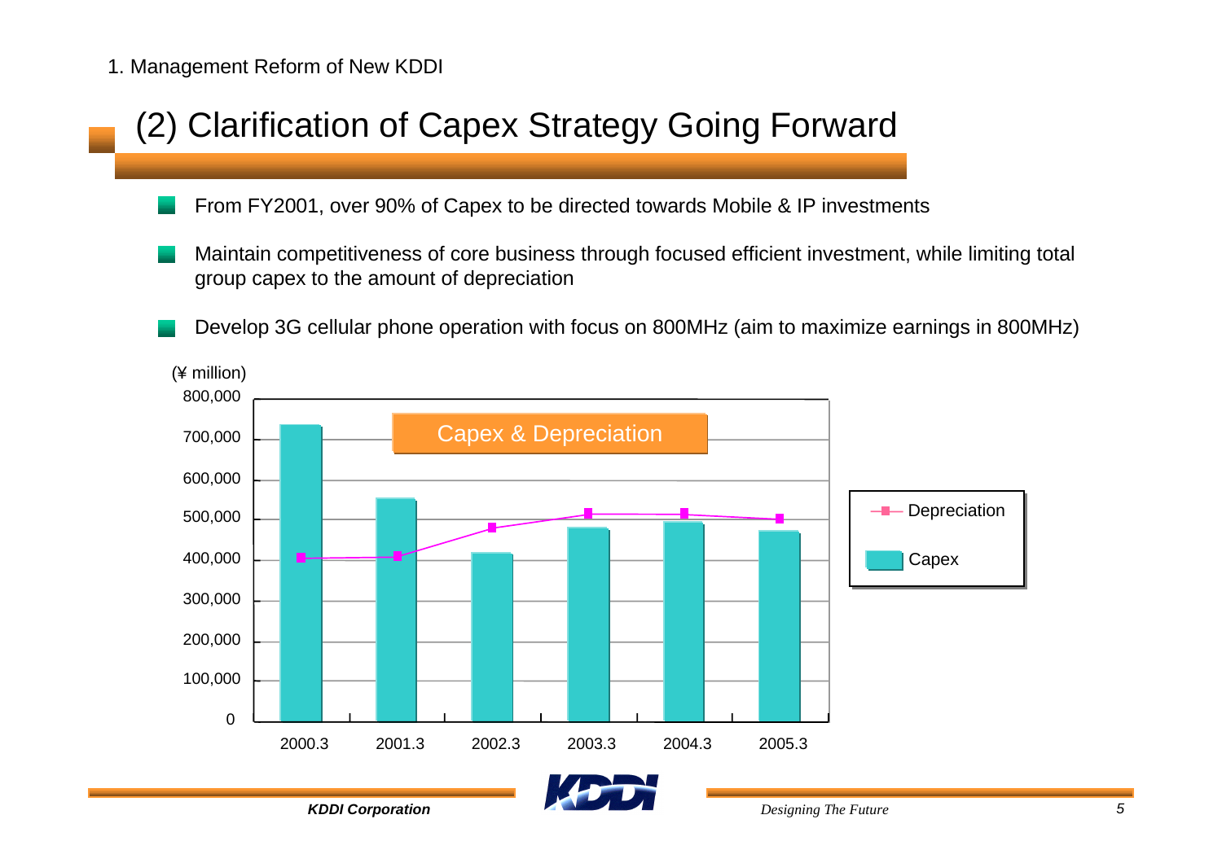1. Management Reform of New KDDI

# (2) Clarification of Capex Strategy Going Forward

- From FY2001, over 90% of Capex to be directed towards Mobile & IP investments
- Maintain competitiveness of core business through focused efficient investment, while limiting total group capex to the amount of depreciation
- Develop 3G cellular phone operation with focus on 800MHz (aim to maximize earnings in 800MHz)

Capex & Depreciation

(¥ million)

| | 2000.3 | 2001.3 | 2002.3 | 2003.3 | 2004.3 | 2005.3 |
|---|---|---|---|---|---|---|
| Capex | ~735,000 | ~553,000 | ~418,000 | ~481,000 | ~494,000 | ~473,000 |
| Depreciation | ~404,000 | ~408,000 | ~479,000 | ~512,000 | ~512,000 | ~500,000 |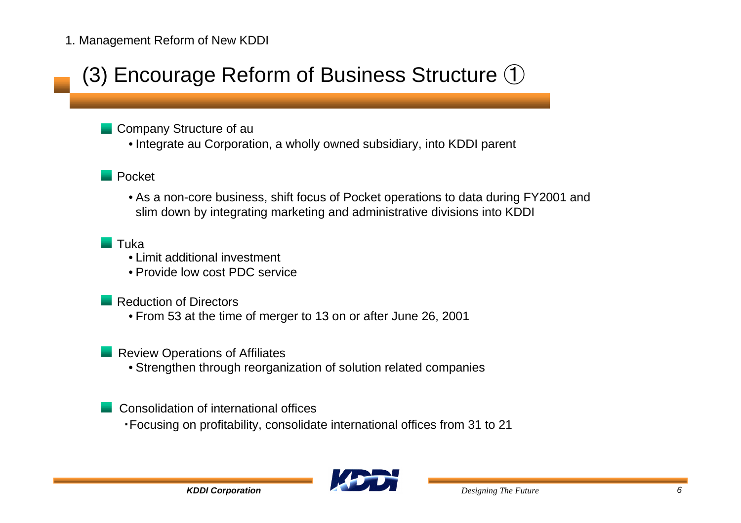1. Management Reform of New KDDI

# (3) Encourage Reform of Business Structure ①

## Company Structure of au

- Integrate au Corporation, a wholly owned subsidiary, into KDDI parent

## Pocket

- As a non-core business, shift focus of Pocket operations to data during FY2001 and slim down by integrating marketing and administrative divisions into KDDI

## Tuka

- Limit additional investment
- Provide low cost PDC service

## Reduction of Directors

- From 53 at the time of merger to 13 on or after June 26, 2001

## Review Operations of Affiliates

- Strengthen through reorganization of solution related companies

## Consolidation of international offices

- Focusing on profitability, consolidate international offices from 31 to 21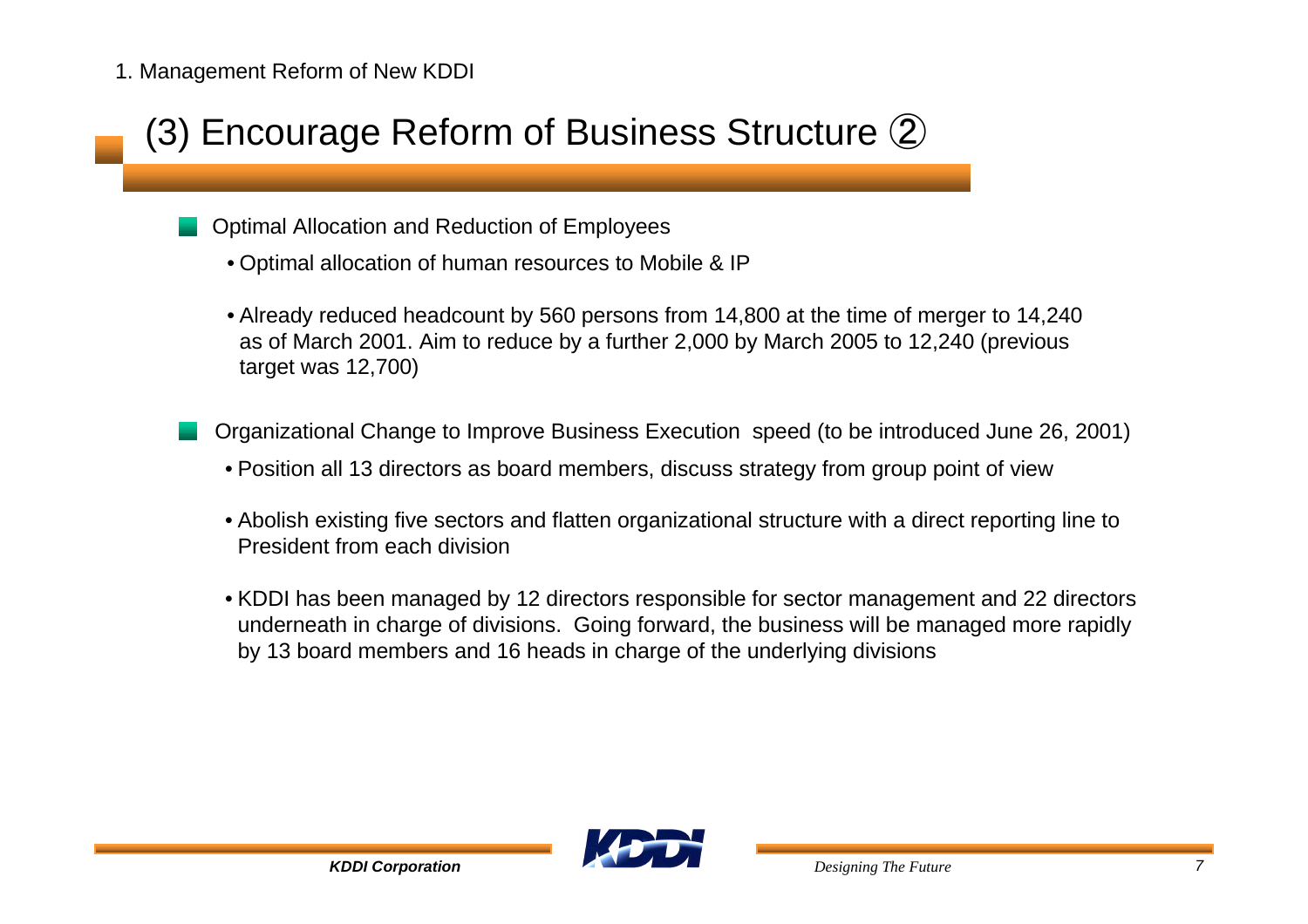1. Management Reform of New KDDI

# (3) Encourage Reform of Business Structure ②

## Optimal Allocation and Reduction of Employees

- Optimal allocation of human resources to Mobile & IP
- Already reduced headcount by 560 persons from 14,800 at the time of merger to 14,240 as of March 2001. Aim to reduce by a further 2,000 by March 2005 to 12,240 (previous target was 12,700)

## Organizational Change to Improve Business Execution speed (to be introduced June 26, 2001)

- Position all 13 directors as board members, discuss strategy from group point of view
- Abolish existing five sectors and flatten organizational structure with a direct reporting line to President from each division
- KDDI has been managed by 12 directors responsible for sector management and 22 directors underneath in charge of divisions. Going forward, the business will be managed more rapidly by 13 board members and 16 heads in charge of the underlying divisions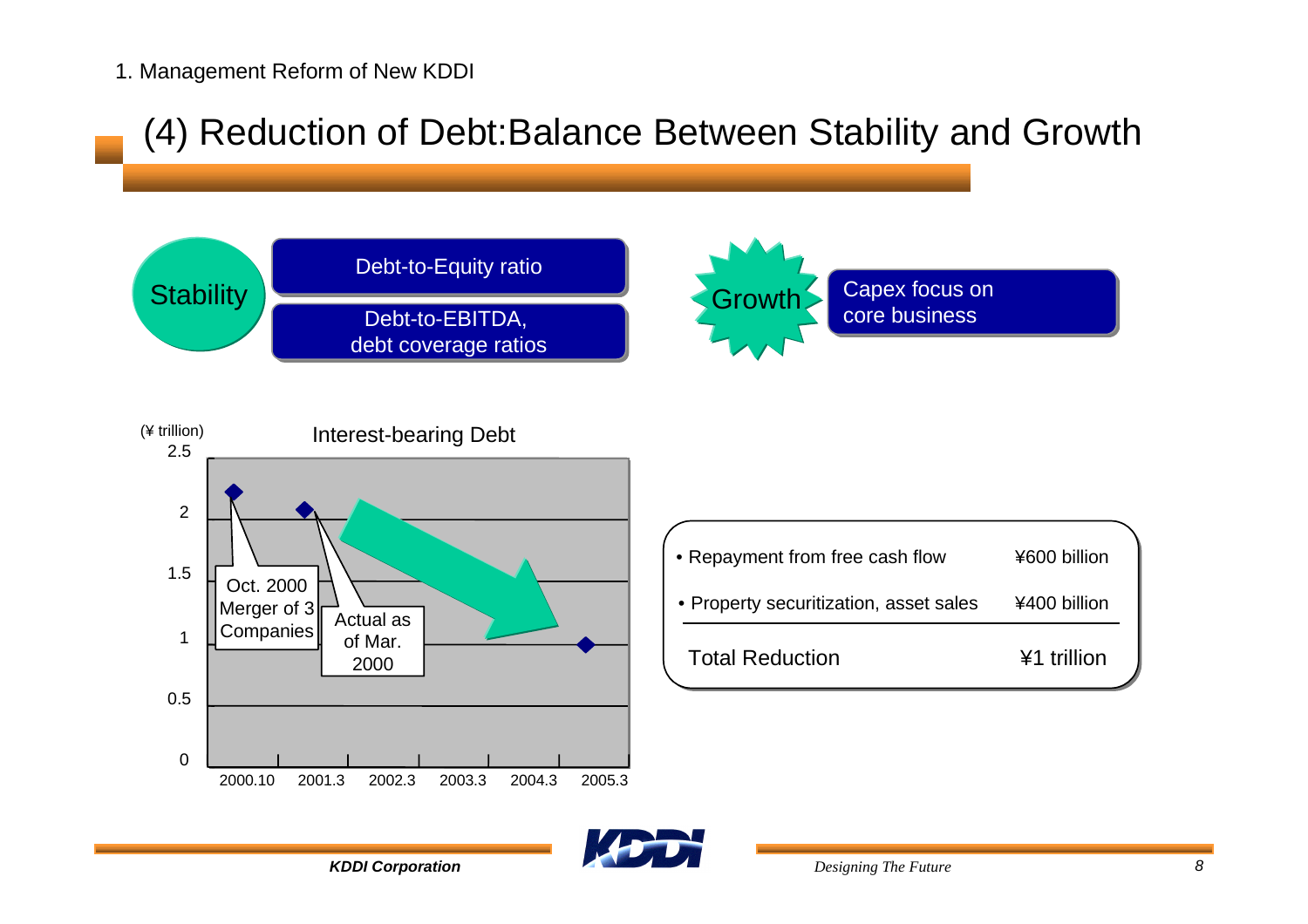1. Management Reform of New KDDI

# (4) Reduction of Debt:Balance Between Stability and Growth

**Stability**
- Debt-to-Equity ratio
- Debt-to-EBITDA, debt coverage ratios

**Growth**
- Capex focus on core business

Interest-bearing Debt

(¥ trillion)

- Oct. 2000 Merger of 3 Companies
- Actual as of Mar. 2000

2000.10 | 2001.3 | 2002.3 | 2003.3 | 2004.3 | 2005.3

| | |
|---|---|
| • Repayment from free cash flow | ¥600 billion |
| • Property securitization, asset sales | ¥400 billion |
| Total Reduction | ¥1 trillion |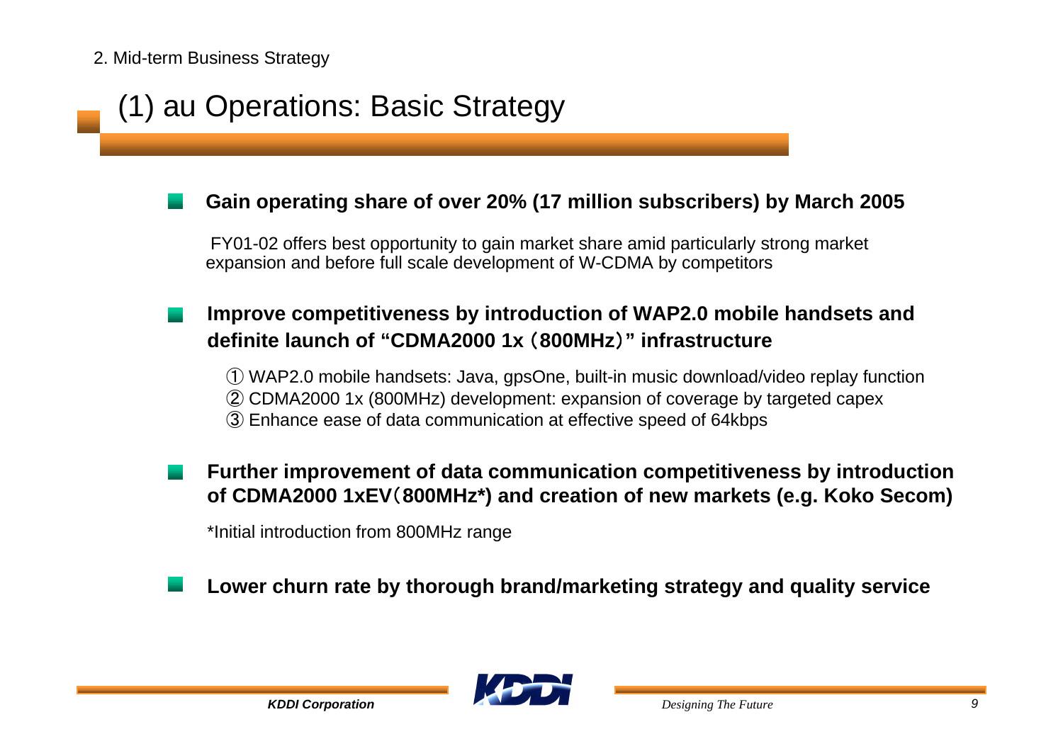2. Mid-term Business Strategy

# (1) au Operations: Basic Strategy

- **Gain operating share of over 20% (17 million subscribers) by March 2005**

  FY01-02 offers best opportunity to gain market share amid particularly strong market expansion and before full scale development of W-CDMA by competitors

- **Improve competitiveness by introduction of WAP2.0 mobile handsets and definite launch of "CDMA2000 1x（800MHz）" infrastructure**

  ① WAP2.0 mobile handsets: Java, gpsOne, built-in music download/video replay function
  ② CDMA2000 1x (800MHz) development: expansion of coverage by targeted capex
  ③ Enhance ease of data communication at effective speed of 64kbps

- **Further improvement of data communication competitiveness by introduction of CDMA2000 1xEV（800MHz*) and creation of new markets (e.g. Koko Secom)**

  *Initial introduction from 800MHz range

- **Lower churn rate by thorough brand/marketing strategy and quality service**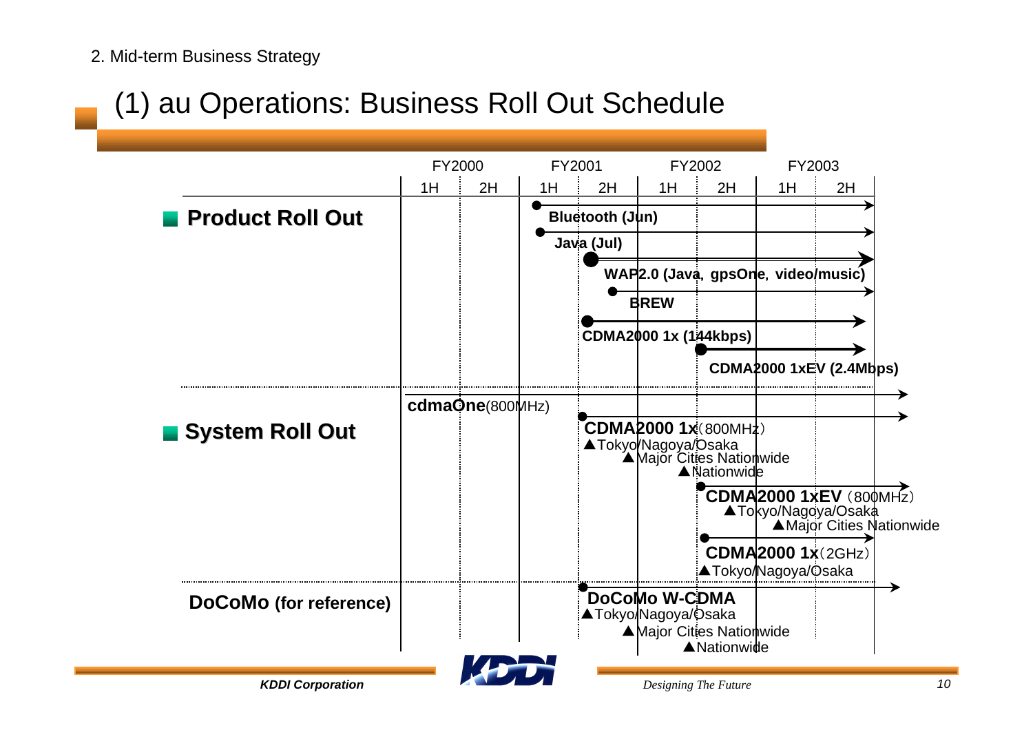2. Mid-term Business Strategy

# (1) au Operations: Business Roll Out Schedule

| | FY2000 | | FY2001 | | FY2002 | | FY2003 | |
|---|---|---|---|---|---|---|---|---|
| | 1H | 2H | 1H | 2H | 1H | 2H | 1H | 2H |

## Product Roll Out

- **Bluetooth (Jun)**
- **Java (Jul)**
- **WAP2.0 (Java, gpsOne, video/music)**
- **BREW**
- **CDMA2000 1x (144kbps)**
- **CDMA2000 1xEV (2.4Mbps)**

## System Roll Out

- **cdmaOne**(800MHz)
- **CDMA2000 1x**（800MHz）
  - ▲Tokyo/Nagoya/Osaka
  - ▲Major Cities Nationwide
  - ▲Nationwide
- **CDMA2000 1xEV**（800MHz）
  - ▲Tokyo/Nagoya/Osaka
  - ▲Major Cities Nationwide
- **CDMA2000 1x**（2GHz）
  - ▲Tokyo/Nagoya/Osaka

## DoCoMo (for reference)

- **DoCoMo W-CDMA**
  - ▲Tokyo/Nagoya/Osaka
  - ▲Major Cities Nationwide
  - ▲Nationwide

*KDDI Corporation* — *Designing The Future*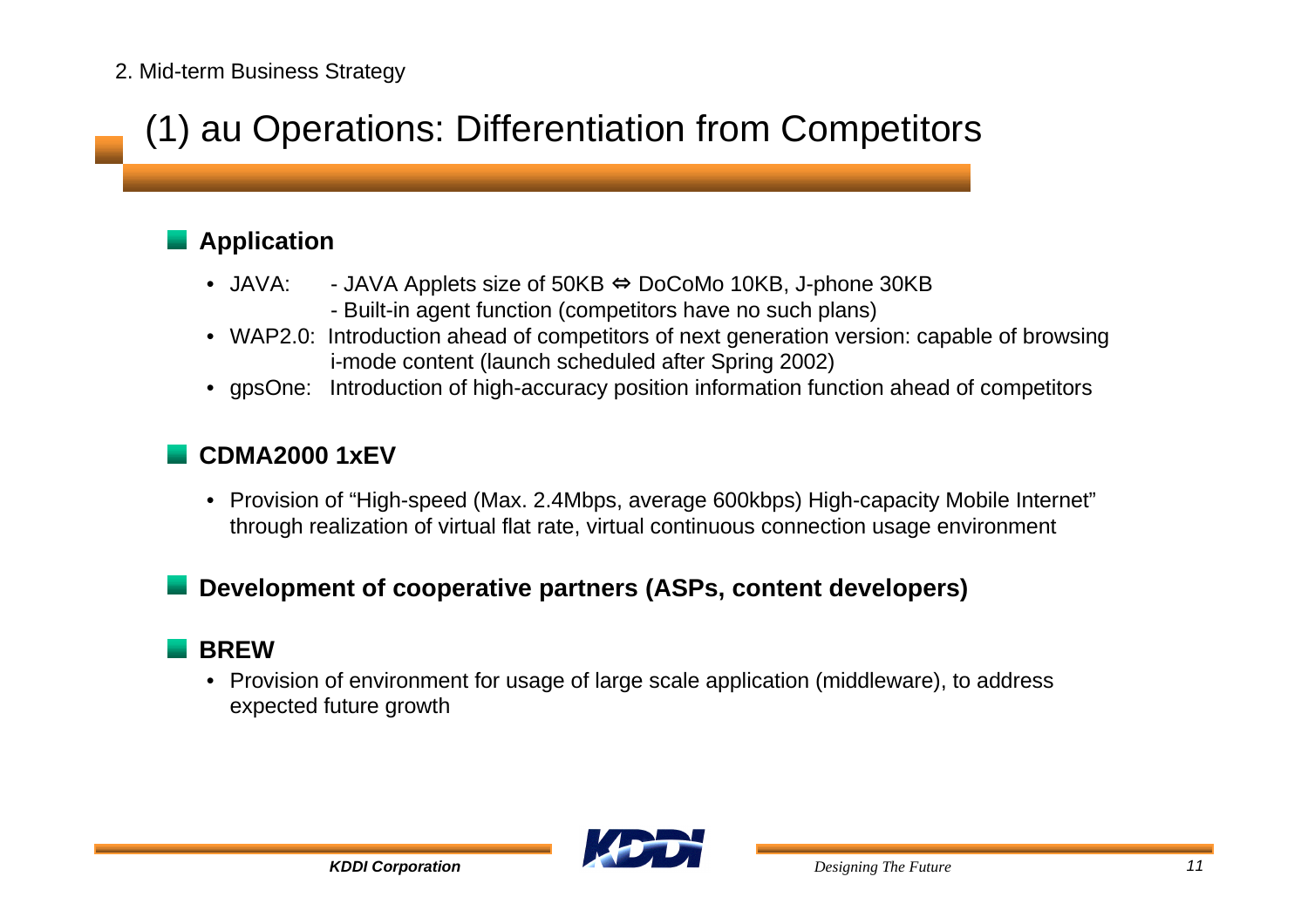2. Mid-term Business Strategy

# (1) au Operations: Differentiation from Competitors

## Application

- JAVA: - JAVA Applets size of 50KB ⇔ DoCoMo 10KB, J-phone 30KB
  - Built-in agent function (competitors have no such plans)
- WAP2.0: Introduction ahead of competitors of next generation version: capable of browsing i-mode content (launch scheduled after Spring 2002)
- gpsOne: Introduction of high-accuracy position information function ahead of competitors

## CDMA2000 1xEV

- Provision of "High-speed (Max. 2.4Mbps, average 600kbps) High-capacity Mobile Internet" through realization of virtual flat rate, virtual continuous connection usage environment

## Development of cooperative partners (ASPs, content developers)

## BREW

- Provision of environment for usage of large scale application (middleware), to address expected future growth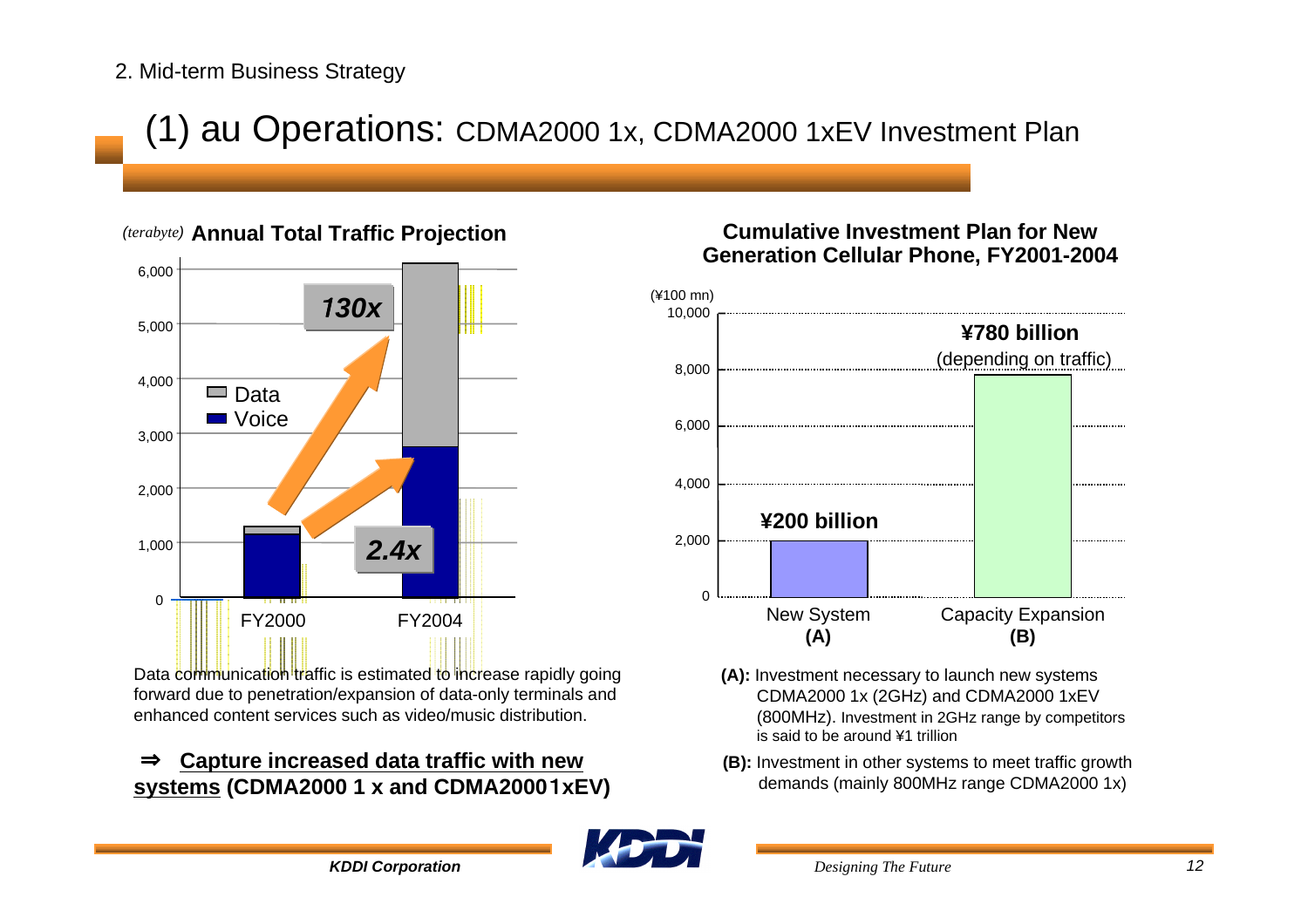2. Mid-term Business Strategy

# (1) au Operations: CDMA2000 1x, CDMA2000 1xEV Investment Plan

## Annual Total Traffic Projection

*(terabyte)*

| | FY2000 | FY2004 |
|---|---|---|
| Voice | ~1,150 | ~2,750 (2.4x) |
| Data | ~150 | ~3,400 (130x) |

Data communication traffic is estimated to increase rapidly going forward due to penetration/expansion of data-only terminals and enhanced content services such as video/music distribution.

⇒ **<u>Capture increased data traffic with new systems</u> (CDMA2000 1 x and CDMA20001xEV)**

## Cumulative Investment Plan for New Generation Cellular Phone, FY2001-2004

(¥100 mn)

| | New System (A) | Capacity Expansion (B) |
|---|---|---|
| Investment | ¥200 billion | ¥780 billion (depending on traffic) |

**(A):** Investment necessary to launch new systems CDMA2000 1x (2GHz) and CDMA2000 1xEV (800MHz). Investment in 2GHz range by competitors is said to be around ¥1 trillion

**(B):** Investment in other systems to meet traffic growth demands (mainly 800MHz range CDMA2000 1x)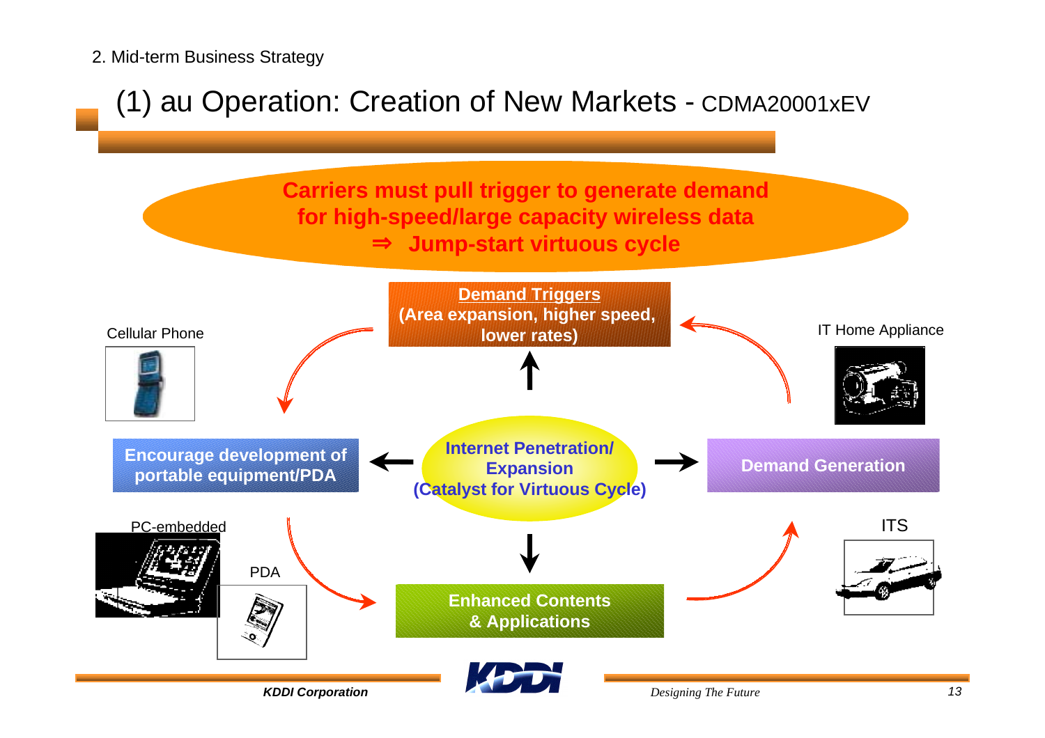2. Mid-term Business Strategy

# (1) au Operation: Creation of New Markets - CDMA20001xEV

**Carriers must pull trigger to generate demand for high-speed/large capacity wireless data**
**⇒ Jump-start virtuous cycle**

**Demand Triggers**
**(Area expansion, higher speed, lower rates)**

**Internet Penetration/ Expansion**
**(Catalyst for Virtuous Cycle)**

**Encourage development of portable equipment/PDA**

**Demand Generation**

**Enhanced Contents & Applications**

Cellular Phone

IT Home Appliance

PC-embedded

PDA

ITS

*KDDI Corporation*

*Designing The Future*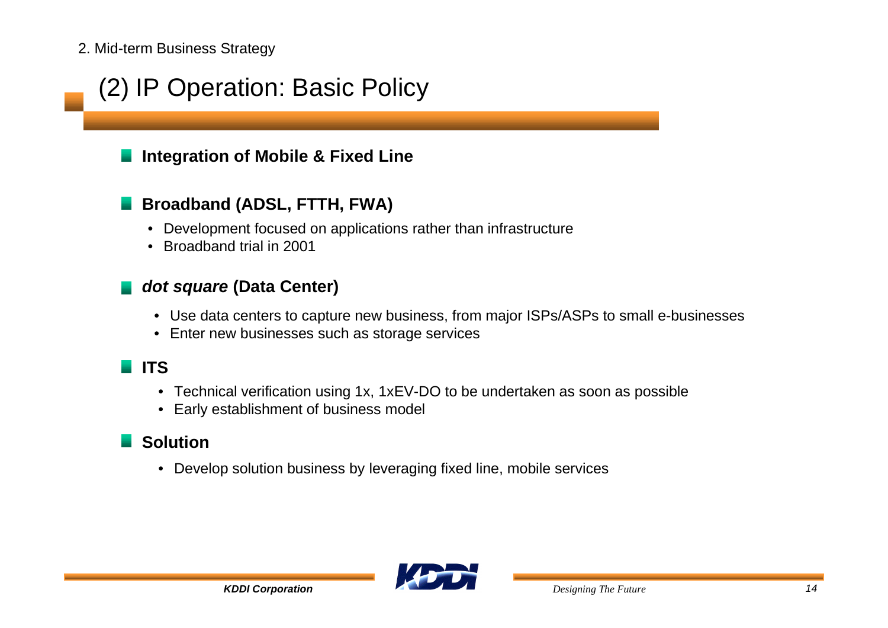2. Mid-term Business Strategy

# (2) IP Operation: Basic Policy

## Integration of Mobile & Fixed Line

## Broadband (ADSL, FTTH, FWA)

- Development focused on applications rather than infrastructure
- Broadband trial in 2001

## *dot square* (Data Center)

- Use data centers to capture new business, from major ISPs/ASPs to small e-businesses
- Enter new businesses such as storage services

## ITS

- Technical verification using 1x, 1xEV-DO to be undertaken as soon as possible
- Early establishment of business model

## Solution

- Develop solution business by leveraging fixed line, mobile services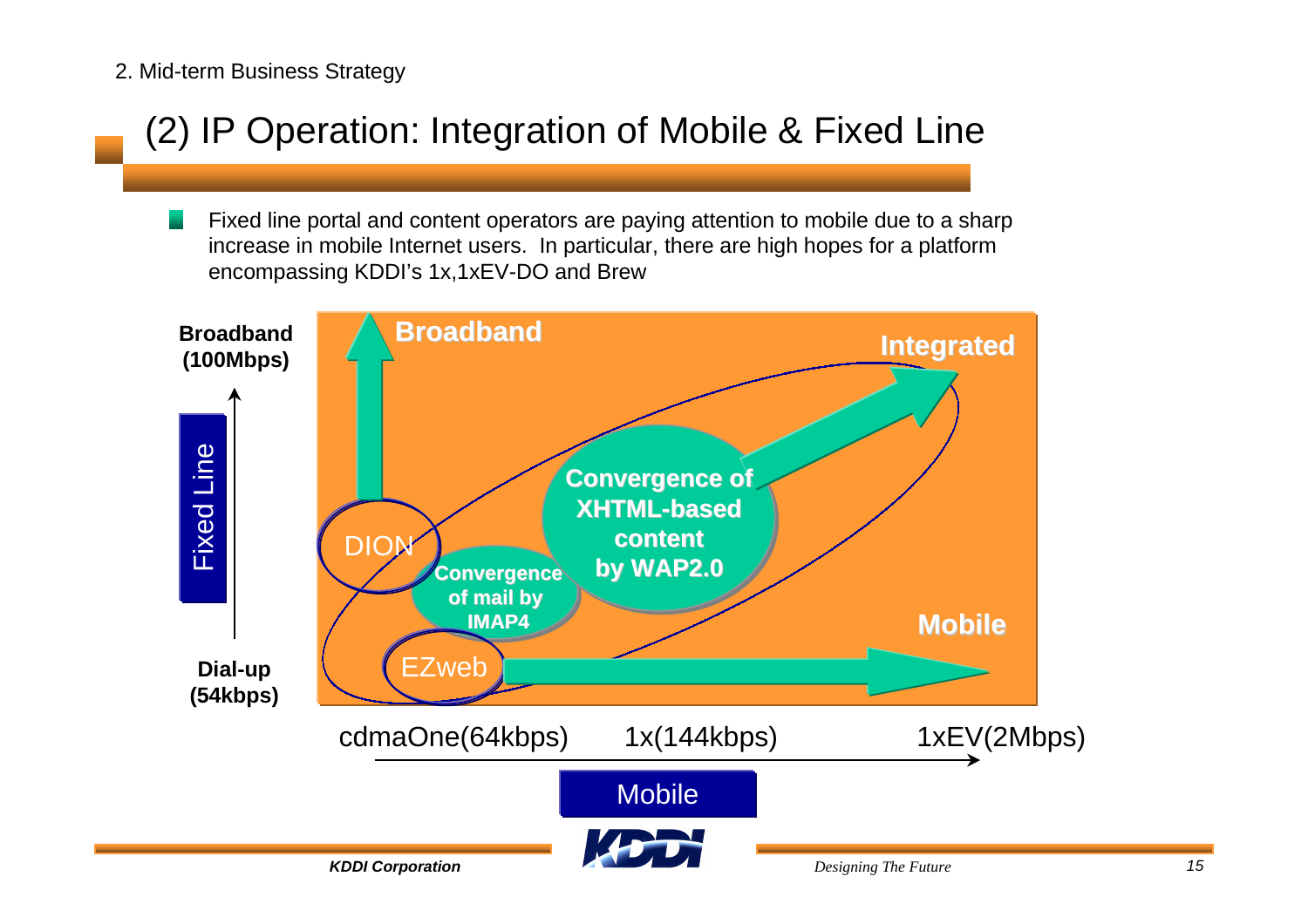2. Mid-term Business Strategy

# (2) IP Operation: Integration of Mobile & Fixed Line

- Fixed line portal and content operators are paying attention to mobile due to a sharp increase in mobile Internet users. In particular, there are high hopes for a platform encompassing KDDI's 1x,1xEV-DO and Brew

**Broadband (100Mbps)**

Fixed Line

**Dial-up (54kbps)**

**Broadband**

**Integrated**

DION

**Convergence of XHTML-based content by WAP2.0**

**Convergence of mail by IMAP4**

EZweb

**Mobile**

cdmaOne(64kbps) 1x(144kbps) 1xEV(2Mbps)

Mobile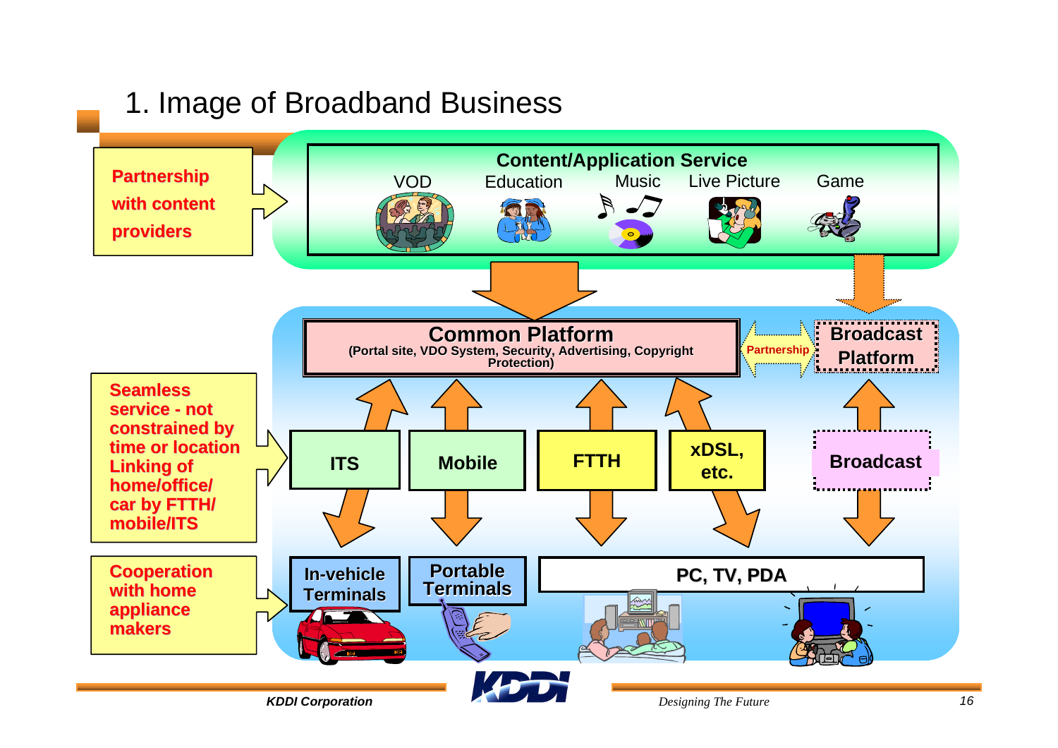# 1. Image of Broadband Business

**Partnership with content providers**

**Content/Application Service**

VOD | Education | Music | Live Picture | Game

**Common Platform**
**(Portal site, VDO System, Security, Advertising, Copyright Protection)**

**Partnership**

**Broadcast Platform**

**Seamless service - not constrained by time or location Linking of home/office/ car by FTTH/ mobile/ITS**

**ITS** | **Mobile** | **FTTH** | **xDSL, etc.** | **Broadcast**

**Cooperation with home appliance makers**

**In-vehicle Terminals** | **Portable Terminals** | **PC, TV, PDA**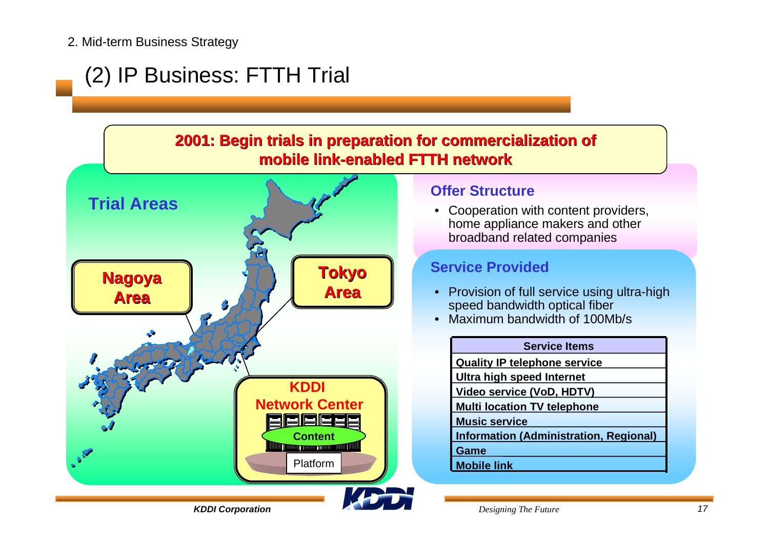## (2) IP Business: FTTH Trial

**2001: Begin trials in preparation for commercialization of mobile link-enabled FTTH network**

### Trial Areas

- Nagoya Area
- Tokyo Area

KDDI Network Center
- Content
- Platform

### Offer Structure

- Cooperation with content providers, home appliance makers and other broadband related companies

### Service Provided

- Provision of full service using ultra-high speed bandwidth optical fiber
- Maximum bandwidth of 100Mb/s

| Service Items |
|---|
| Quality IP telephone service |
| Ultra high speed Internet |
| Video service (VoD, HDTV) |
| Multi location TV telephone |
| Music service |
| Information (Administration, Regional) |
| Game |
| Mobile link |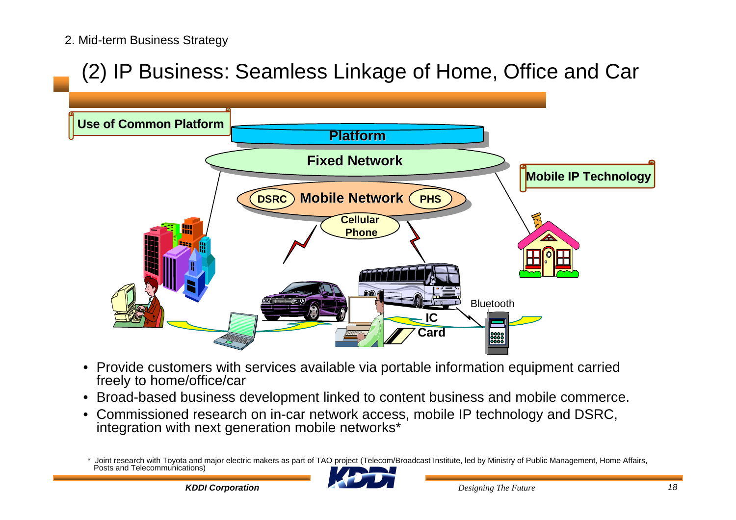2. Mid-term Business Strategy

# (2) IP Business: Seamless Linkage of Home, Office and Car

**Use of Common Platform**

**Platform**

**Fixed Network**

**Mobile IP Technology**

**DSRC** **Mobile Network** **PHS**

**Cellular Phone**

Bluetooth

**IC Card**

- Provide customers with services available via portable information equipment carried freely to home/office/car
- Broad-based business development linked to content business and mobile commerce.
- Commissioned research on in-car network access, mobile IP technology and DSRC, integration with next generation mobile networks*

\* Joint research with Toyota and major electric makers as part of TAO project (Telecom/Broadcast Institute, led by Ministry of Public Management, Home Affairs, Posts and Telecommunications)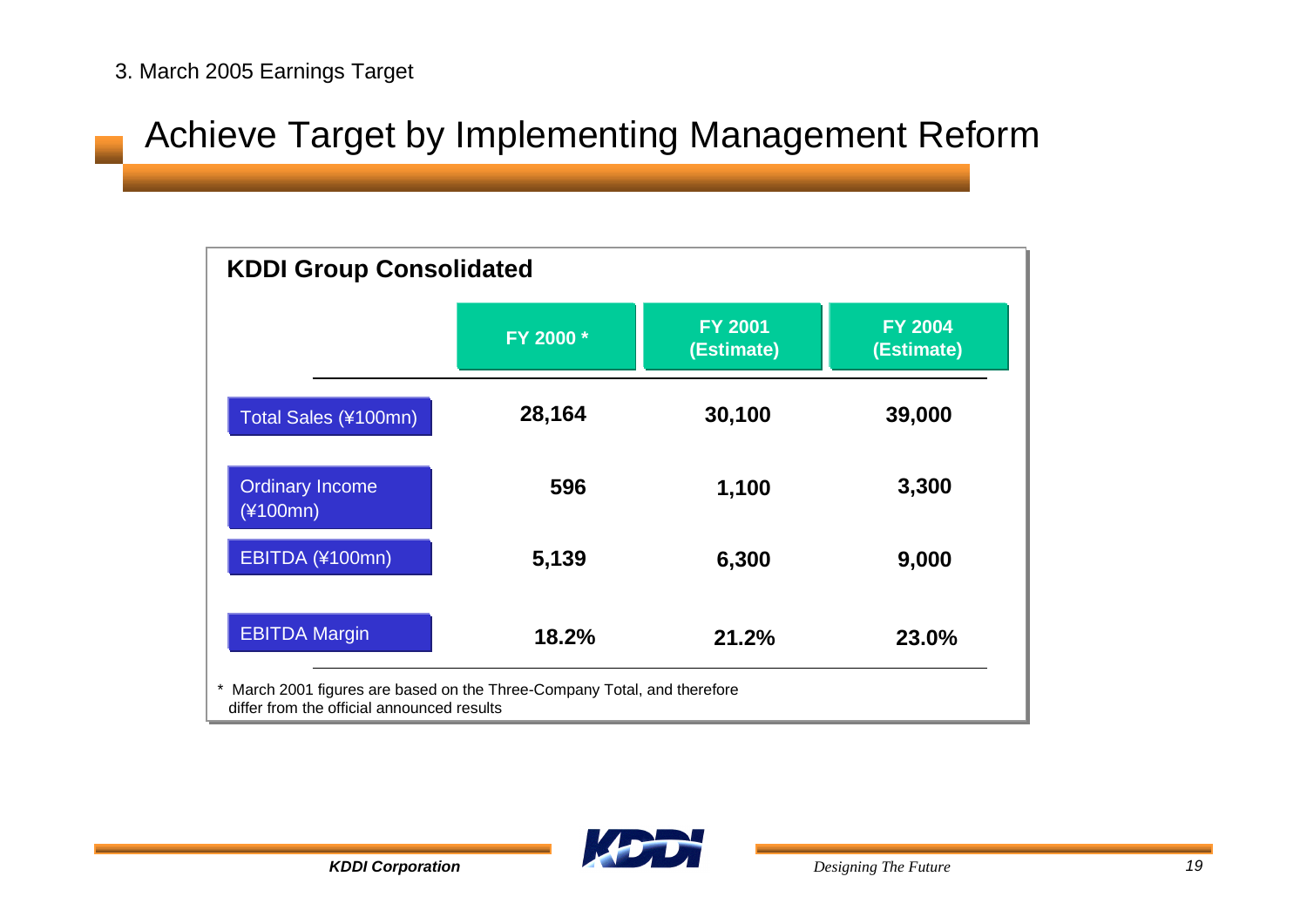3. March 2005 Earnings Target

# Achieve Target by Implementing Management Reform

**KDDI Group Consolidated**

| | FY 2000 * | FY 2001 (Estimate) | FY 2004 (Estimate) |
|---|---|---|---|
| Total Sales (¥100mn) | **28,164** | **30,100** | **39,000** |
| Ordinary Income (¥100mn) | **596** | **1,100** | **3,300** |
| EBITDA (¥100mn) | **5,139** | **6,300** | **9,000** |
| EBITDA Margin | **18.2%** | **21.2%** | **23.0%** |

* March 2001 figures are based on the Three-Company Total, and therefore differ from the official announced results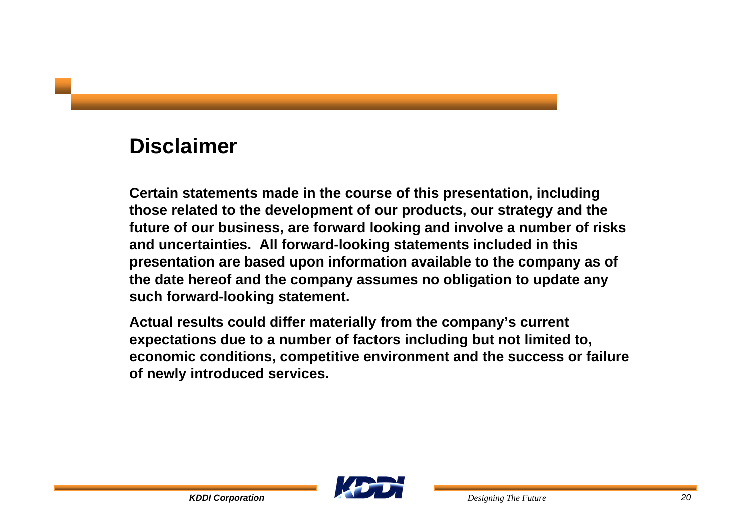## Disclaimer

**Certain statements made in the course of this presentation, including those related to the development of our products, our strategy and the future of our business, are forward looking and involve a number of risks and uncertainties. All forward-looking statements included in this presentation are based upon information available to the company as of the date hereof and the company assumes no obligation to update any such forward-looking statement.**

**Actual results could differ materially from the company's current expectations due to a number of factors including but not limited to, economic conditions, competitive environment and the success or failure of newly introduced services.**